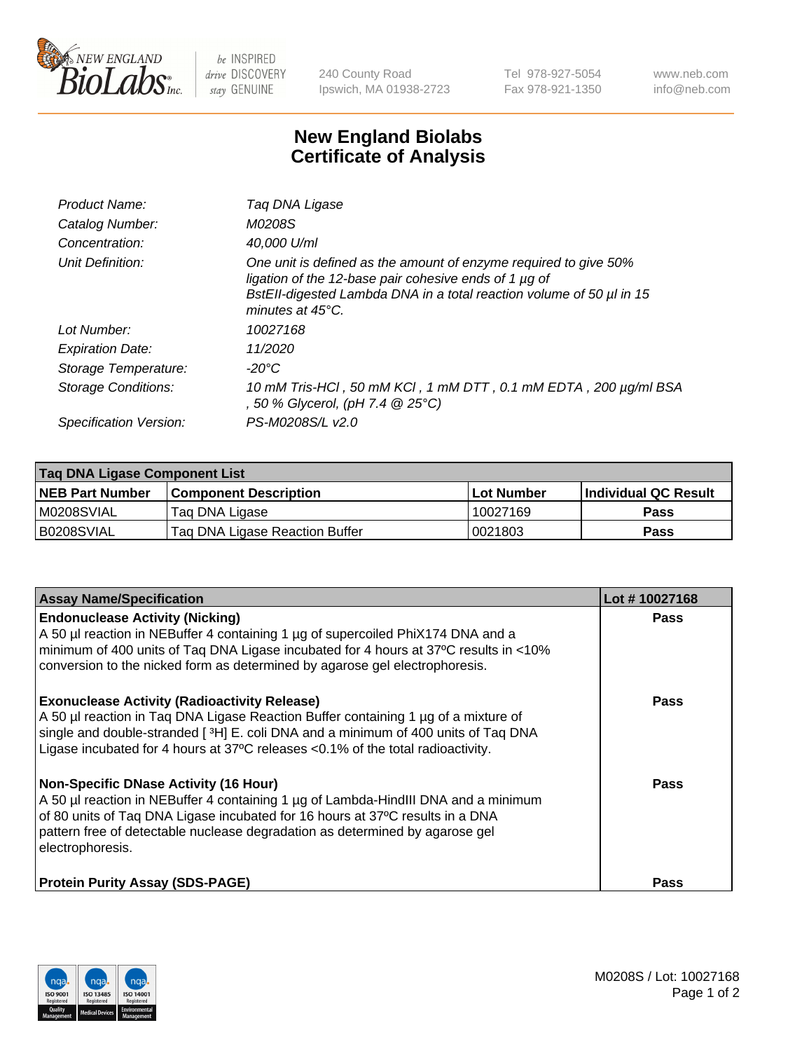240 County Road
Ipswich, MA 01938-2723

Tel 978-927-5054
Fax 978-921-1350

www.neb.com
info@neb.com

# New England Biolabs
# Certificate of Analysis

| | |
|---|---|
| *Product Name:* | *Taq DNA Ligase* |
| *Catalog Number:* | *M0208S* |
| *Concentration:* | *40,000 U/ml* |
| *Unit Definition:* | *One unit is defined as the amount of enzyme required to give 50% ligation of the 12-base pair cohesive ends of 1 µg of BstEII-digested Lambda DNA in a total reaction volume of 50 µl in 15 minutes at 45°C.* |
| *Lot Number:* | *10027168* |
| *Expiration Date:* | *11/2020* |
| *Storage Temperature:* | *-20°C* |
| *Storage Conditions:* | *10 mM Tris-HCl , 50 mM KCl , 1 mM DTT , 0.1 mM EDTA , 200 µg/ml BSA , 50 % Glycerol, (pH 7.4 @ 25°C)* |
| *Specification Version:* | *PS-M0208S/L v2.0* |

| Taq DNA Ligase Component List | | | |
|---|---|---|---|
| **NEB Part Number** | **Component Description** | **Lot Number** | **Individual QC Result** |
| M0208SVIAL | Taq DNA Ligase | 10027169 | **Pass** |
| B0208SVIAL | Taq DNA Ligase Reaction Buffer | 0021803 | **Pass** |

| Assay Name/Specification | Lot # 10027168 |
|---|---|
| **Endonuclease Activity (Nicking)**<br>A 50 µl reaction in NEBuffer 4 containing 1 µg of supercoiled PhiX174 DNA and a minimum of 400 units of Taq DNA Ligase incubated for 4 hours at 37ºC results in <10% conversion to the nicked form as determined by agarose gel electrophoresis. | **Pass** |
| **Exonuclease Activity (Radioactivity Release)**<br>A 50 µl reaction in Taq DNA Ligase Reaction Buffer containing 1 µg of a mixture of single and double-stranded [ $^{3}$H] E. coli DNA and a minimum of 400 units of Taq DNA Ligase incubated for 4 hours at 37ºC releases <0.1% of the total radioactivity. | **Pass** |
| **Non-Specific DNase Activity (16 Hour)**<br>A 50 µl reaction in NEBuffer 4 containing 1 µg of Lambda-HindIII DNA and a minimum of 80 units of Taq DNA Ligase incubated for 16 hours at 37ºC results in a DNA pattern free of detectable nuclease degradation as determined by agarose gel electrophoresis. | **Pass** |
| **Protein Purity Assay (SDS-PAGE)** | **Pass** |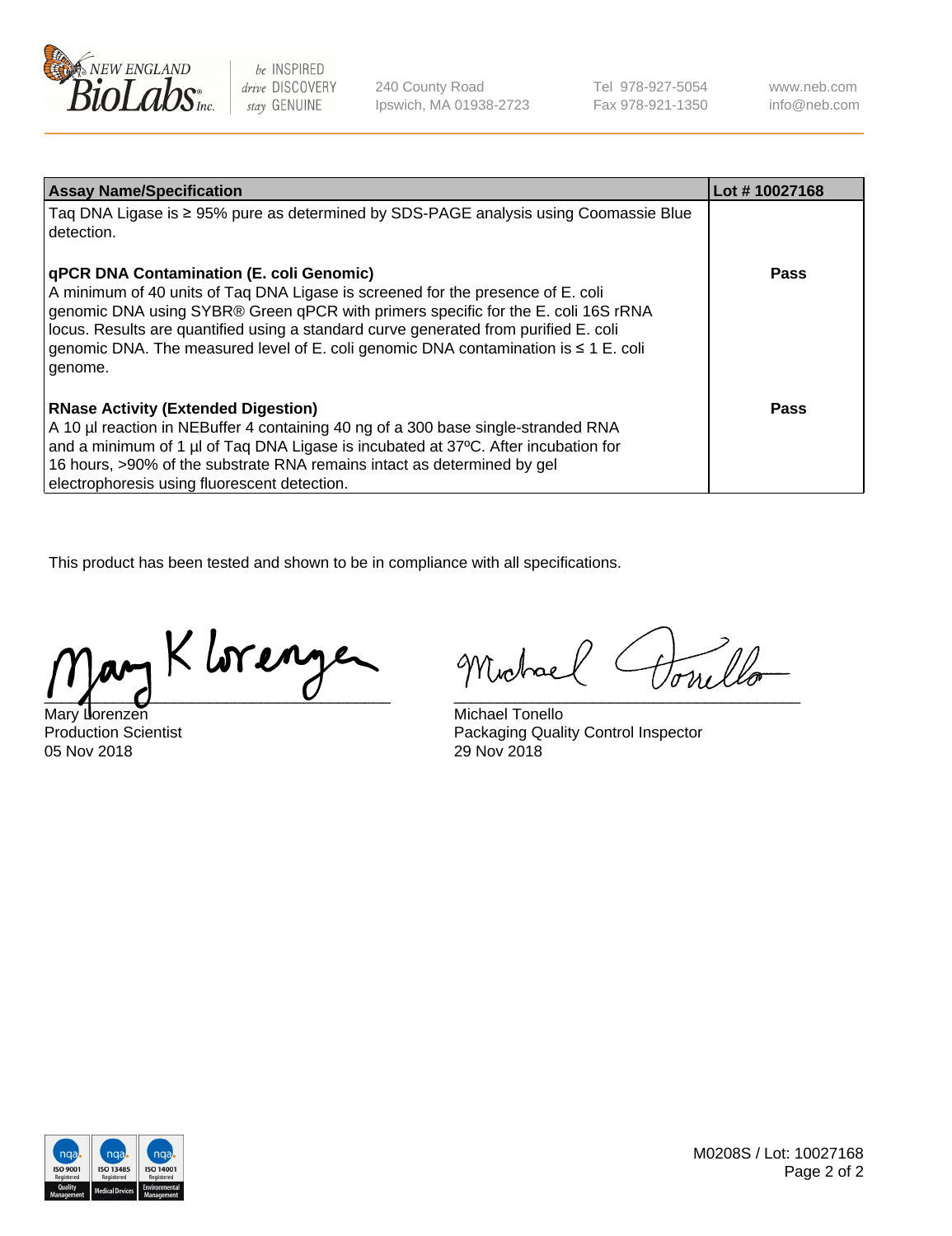| Assay Name/Specification | Lot # 10027168 |
|---|---|
| Taq DNA Ligase is ≥ 95% pure as determined by SDS-PAGE analysis using Coomassie Blue detection. | |
| **qPCR DNA Contamination (E. coli Genomic)**<br>A minimum of 40 units of Taq DNA Ligase is screened for the presence of E. coli genomic DNA using SYBR® Green qPCR with primers specific for the E. coli 16S rRNA locus. Results are quantified using a standard curve generated from purified E. coli genomic DNA. The measured level of E. coli genomic DNA contamination is ≤ 1 E. coli genome. | **Pass** |
| **RNase Activity (Extended Digestion)**<br>A 10 µl reaction in NEBuffer 4 containing 40 ng of a 300 base single-stranded RNA and a minimum of 1 µl of Taq DNA Ligase is incubated at 37ºC. After incubation for 16 hours, >90% of the substrate RNA remains intact as determined by gel electrophoresis using fluorescent detection. | **Pass** |

This product has been tested and shown to be in compliance with all specifications.

Mary Lorenzen
Production Scientist
05 Nov 2018

Michael Tonello
Packaging Quality Control Inspector
29 Nov 2018

M0208S / Lot: 10027168